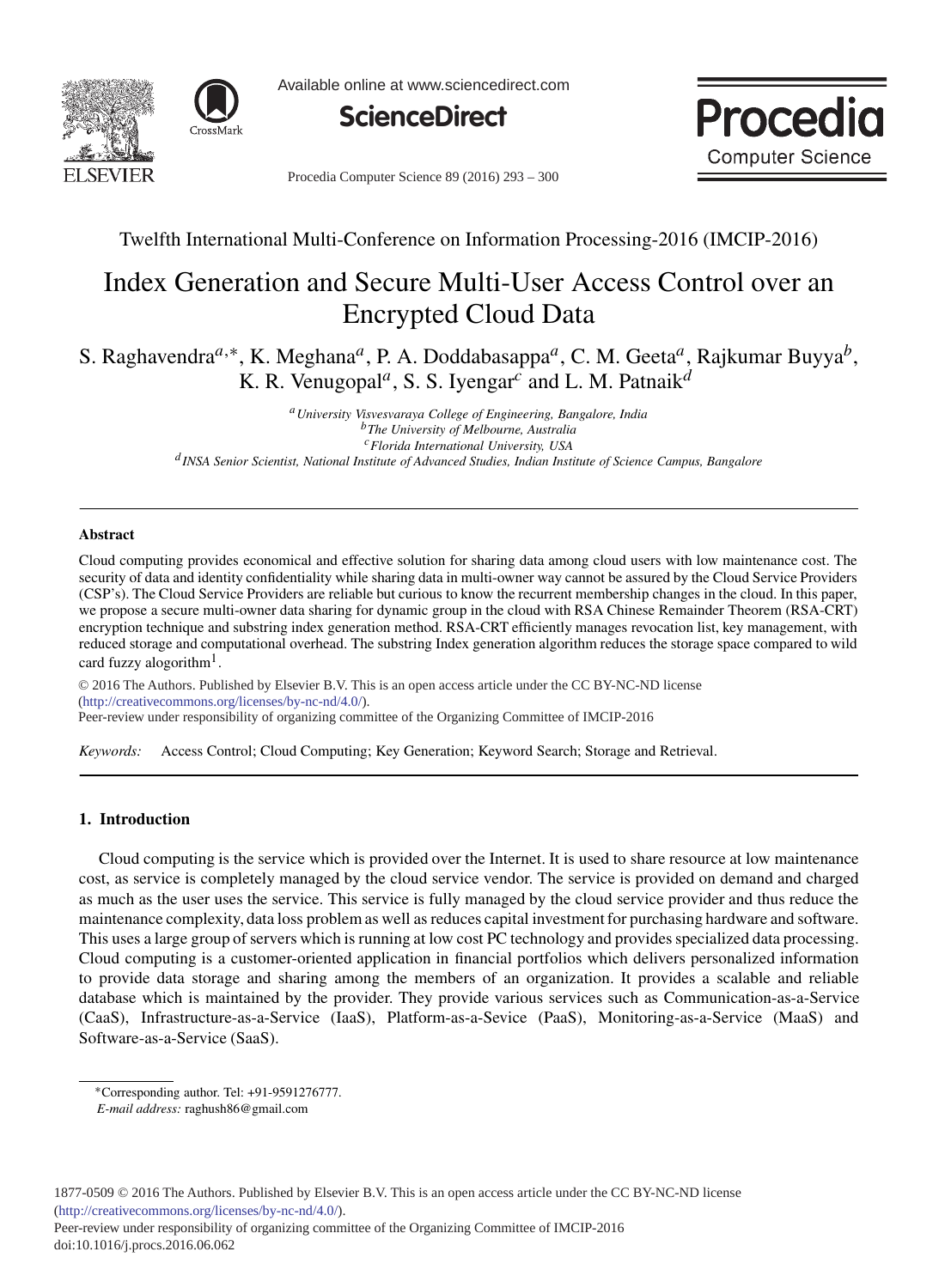Twelfth International Multi-Conference on Information Processing-2016 (IMCIP-2016)

# Index Generation and Secure Multi-User Access Control over an Encrypted Cloud Data

S. Raghavendra[a,∗], K. Meghana[a], P. A. Doddabasappa[a], C. M. Geeta[a], Rajkumar Buyya[b], K. R. Venugopal[a], S. S. Iyengar[c] and L. M. Patnaik[d]

[a] *University Visvesvaraya College of Engineering, Bangalore, India*
[b] *The University of Melbourne, Australia*
[c] *Florida International University, USA*
[d] *INSA Senior Scientist, National Institute of Advanced Studies, Indian Institute of Science Campus, Bangalore*

---

**Abstract**

Cloud computing provides economical and effective solution for sharing data among cloud users with low maintenance cost. The security of data and identity confidentiality while sharing data in multi-owner way cannot be assured by the Cloud Service Providers (CSP's). The Cloud Service Providers are reliable but curious to know the recurrent membership changes in the cloud. In this paper, we propose a secure multi-owner data sharing for dynamic group in the cloud with RSA Chinese Remainder Theorem (RSA-CRT) encryption technique and substring index generation method. RSA-CRT efficiently manages revocation list, key management, with reduced storage and computational overhead. The substring Index generation algorithm reduces the storage space compared to wild card fuzzy alogorithm[1].

© 2016 The Authors. Published by Elsevier B.V. This is an open access article under the CC BY-NC-ND license (http://creativecommons.org/licenses/by-nc-nd/4.0/).
Peer-review under responsibility of organizing committee of the Organizing Committee of IMCIP-2016

*Keywords:* Access Control; Cloud Computing; Key Generation; Keyword Search; Storage and Retrieval.

---

## 1. Introduction

Cloud computing is the service which is provided over the Internet. It is used to share resource at low maintenance cost, as service is completely managed by the cloud service vendor. The service is provided on demand and charged as much as the user uses the service. This service is fully managed by the cloud service provider and thus reduce the maintenance complexity, data loss problem as well as reduces capital investment for purchasing hardware and software. This uses a large group of servers which is running at low cost PC technology and provides specialized data processing. Cloud computing is a customer-oriented application in financial portfolios which delivers personalized information to provide data storage and sharing among the members of an organization. It provides a scalable and reliable database which is maintained by the provider. They provide various services such as Communication-as-a-Service (CaaS), Infrastructure-as-a-Service (IaaS), Platform-as-a-Sevice (PaaS), Monitoring-as-a-Service (MaaS) and Software-as-a-Service (SaaS).

∗Corresponding author. Tel: +91-9591276777.
*E-mail address:* raghush86@gmail.com

1877-0509 © 2016 The Authors. Published by Elsevier B.V. This is an open access article under the CC BY-NC-ND license (http://creativecommons.org/licenses/by-nc-nd/4.0/).
Peer-review under responsibility of organizing committee of the Organizing Committee of IMCIP-2016
doi:10.1016/j.procs.2016.06.062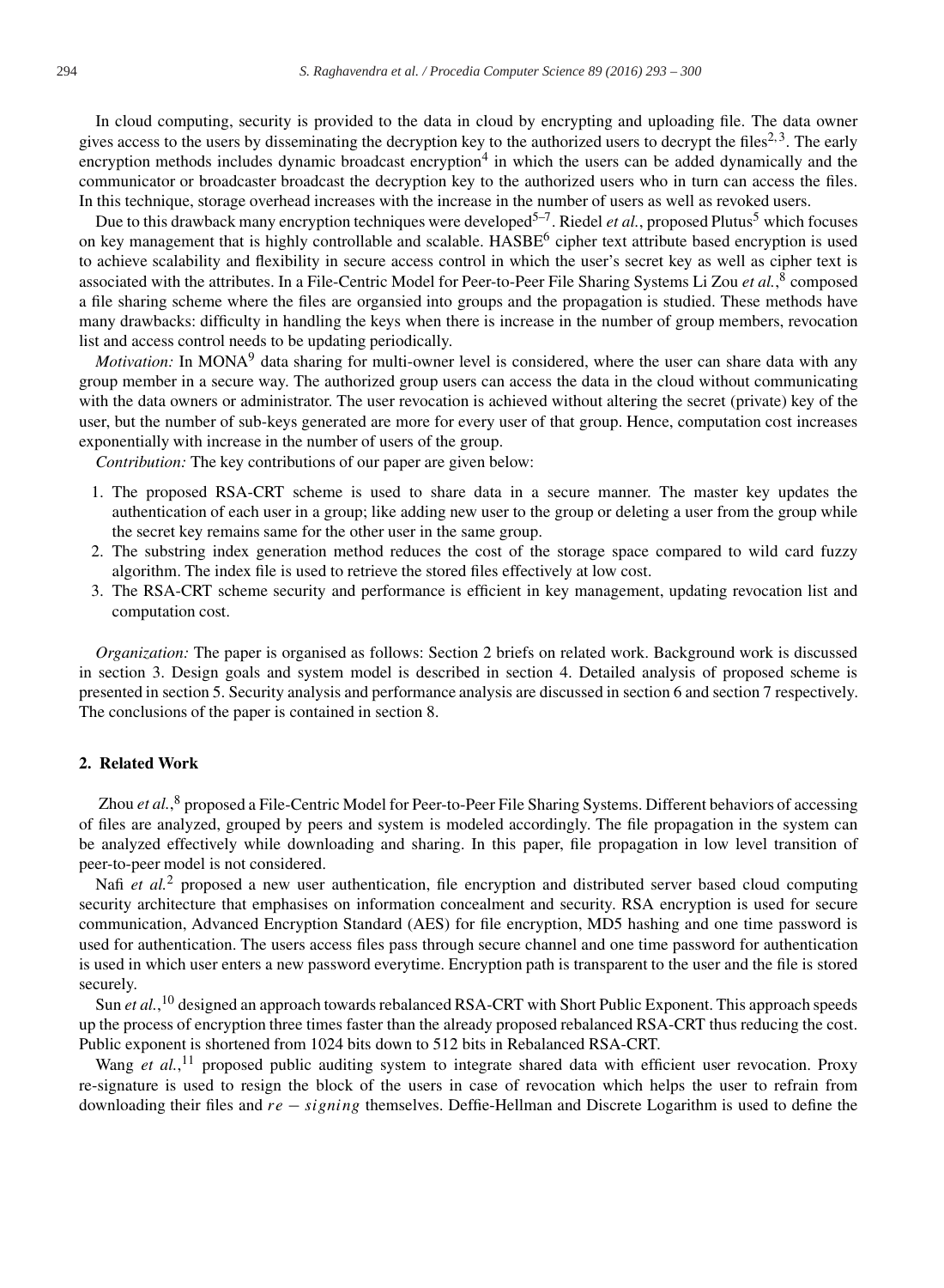In cloud computing, security is provided to the data in cloud by encrypting and uploading file. The data owner gives access to the users by disseminating the decryption key to the authorized users to decrypt the files[2,3]. The early encryption methods includes dynamic broadcast encryption[4] in which the users can be added dynamically and the communicator or broadcaster broadcast the decryption key to the authorized users who in turn can access the files. In this technique, storage overhead increases with the increase in the number of users as well as revoked users.

Due to this drawback many encryption techniques were developed[5–7]. Riedel *et al.*, proposed Plutus[5] which focuses on key management that is highly controllable and scalable. HASBE[6] cipher text attribute based encryption is used to achieve scalability and flexibility in secure access control in which the user's secret key as well as cipher text is associated with the attributes. In a File-Centric Model for Peer-to-Peer File Sharing Systems Li Zou *et al.*,[8] composed a file sharing scheme where the files are organsied into groups and the propagation is studied. These methods have many drawbacks: difficulty in handling the keys when there is increase in the number of group members, revocation list and access control needs to be updating periodically.

*Motivation:* In MONA[9] data sharing for multi-owner level is considered, where the user can share data with any group member in a secure way. The authorized group users can access the data in the cloud without communicating with the data owners or administrator. The user revocation is achieved without altering the secret (private) key of the user, but the number of sub-keys generated are more for every user of that group. Hence, computation cost increases exponentially with increase in the number of users of the group.

*Contribution:* The key contributions of our paper are given below:

1. The proposed RSA-CRT scheme is used to share data in a secure manner. The master key updates the authentication of each user in a group; like adding new user to the group or deleting a user from the group while the secret key remains same for the other user in the same group.
2. The substring index generation method reduces the cost of the storage space compared to wild card fuzzy algorithm. The index file is used to retrieve the stored files effectively at low cost.
3. The RSA-CRT scheme security and performance is efficient in key management, updating revocation list and computation cost.

*Organization:* The paper is organised as follows: Section 2 briefs on related work. Background work is discussed in section 3. Design goals and system model is described in section 4. Detailed analysis of proposed scheme is presented in section 5. Security analysis and performance analysis are discussed in section 6 and section 7 respectively. The conclusions of the paper is contained in section 8.

## 2. Related Work

Zhou *et al.*,[8] proposed a File-Centric Model for Peer-to-Peer File Sharing Systems. Different behaviors of accessing of files are analyzed, grouped by peers and system is modeled accordingly. The file propagation in the system can be analyzed effectively while downloading and sharing. In this paper, file propagation in low level transition of peer-to-peer model is not considered.

Nafi *et al.*[2] proposed a new user authentication, file encryption and distributed server based cloud computing security architecture that emphasises on information concealment and security. RSA encryption is used for secure communication, Advanced Encryption Standard (AES) for file encryption, MD5 hashing and one time password is used for authentication. The users access files pass through secure channel and one time password for authentication is used in which user enters a new password everytime. Encryption path is transparent to the user and the file is stored securely.

Sun *et al.*,[10] designed an approach towards rebalanced RSA-CRT with Short Public Exponent. This approach speeds up the process of encryption three times faster than the already proposed rebalanced RSA-CRT thus reducing the cost. Public exponent is shortened from 1024 bits down to 512 bits in Rebalanced RSA-CRT.

Wang *et al.*,[11] proposed public auditing system to integrate shared data with efficient user revocation. Proxy re-signature is used to resign the block of the users in case of revocation which helps the user to refrain from downloading their files and $re-signing$ themselves. Deffie-Hellman and Discrete Logarithm is used to define the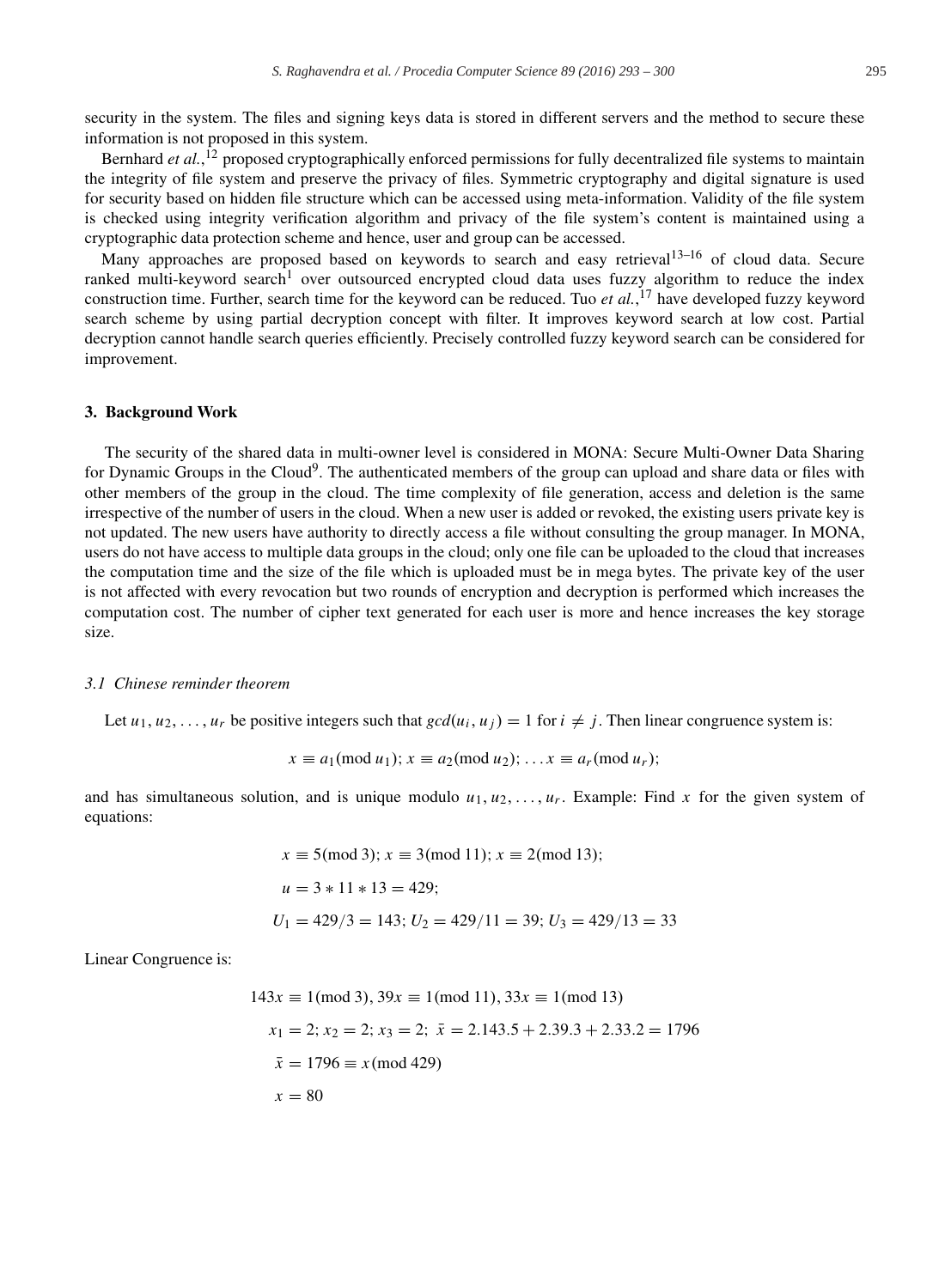security in the system. The files and signing keys data is stored in different servers and the method to secure these information is not proposed in this system.

Bernhard *et al.*,[12] proposed cryptographically enforced permissions for fully decentralized file systems to maintain the integrity of file system and preserve the privacy of files. Symmetric cryptography and digital signature is used for security based on hidden file structure which can be accessed using meta-information. Validity of the file system is checked using integrity verification algorithm and privacy of the file system's content is maintained using a cryptographic data protection scheme and hence, user and group can be accessed.

Many approaches are proposed based on keywords to search and easy retrieval[13–16] of cloud data. Secure ranked multi-keyword search[1] over outsourced encrypted cloud data uses fuzzy algorithm to reduce the index construction time. Further, search time for the keyword can be reduced. Tuo *et al.*,[17] have developed fuzzy keyword search scheme by using partial decryption concept with filter. It improves keyword search at low cost. Partial decryption cannot handle search queries efficiently. Precisely controlled fuzzy keyword search can be considered for improvement.

## 3. Background Work

The security of the shared data in multi-owner level is considered in MONA: Secure Multi-Owner Data Sharing for Dynamic Groups in the Cloud[9]. The authenticated members of the group can upload and share data or files with other members of the group in the cloud. The time complexity of file generation, access and deletion is the same irrespective of the number of users in the cloud. When a new user is added or revoked, the existing users private key is not updated. The new users have authority to directly access a file without consulting the group manager. In MONA, users do not have access to multiple data groups in the cloud; only one file can be uploaded to the cloud that increases the computation time and the size of the file which is uploaded must be in mega bytes. The private key of the user is not affected with every revocation but two rounds of encryption and decryption is performed which increases the computation cost. The number of cipher text generated for each user is more and hence increases the key storage size.

### *3.1 Chinese reminder theorem*

Let $u_1, u_2, \ldots, u_r$ be positive integers such that $gcd(u_i, u_j) = 1$ for $i \neq j$. Then linear congruence system is:

$$x \equiv a_1(\text{mod } u_1);\ x \equiv a_2(\text{mod } u_2);\ \ldots x \equiv a_r(\text{mod } u_r);$$

and has simultaneous solution, and is unique modulo $u_1, u_2, \ldots, u_r$. Example: Find $x$ for the given system of equations:

$$x \equiv 5(\text{mod } 3);\ x \equiv 3(\text{mod } 11);\ x \equiv 2(\text{mod } 13);$$

$$u = 3 * 11 * 13 = 429;$$

$$U_1 = 429/3 = 143;\ U_2 = 429/11 = 39;\ U_3 = 429/13 = 33$$

Linear Congruence is:

$$143x \equiv 1(\text{mod } 3),\ 39x \equiv 1(\text{mod } 11),\ 33x \equiv 1(\text{mod } 13)$$

$$x_1 = 2;\ x_2 = 2;\ x_3 = 2;\ \bar{x} = 2.143.5 + 2.39.3 + 2.33.2 = 1796$$

$$\bar{x} = 1796 \equiv x(\text{mod } 429)$$

$$x = 80$$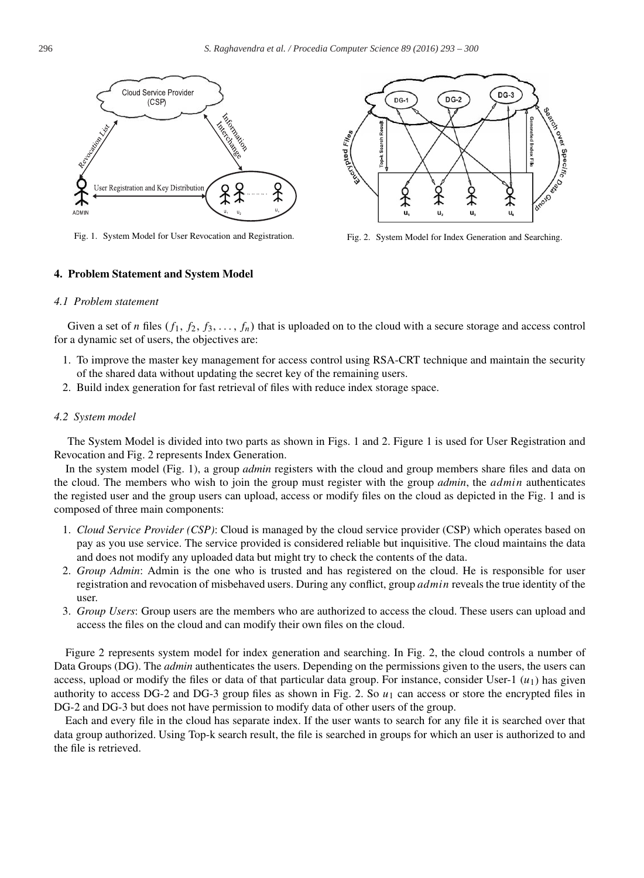Fig. 1. System Model for User Revocation and Registration.

Fig. 2. System Model for Index Generation and Searching.

## 4. Problem Statement and System Model

### *4.1 Problem statement*

Given a set of *n* files ($f_1$, $f_2$, $f_3$, ..., $f_n$) that is uploaded on to the cloud with a secure storage and access control for a dynamic set of users, the objectives are:

1. To improve the master key management for access control using RSA-CRT technique and maintain the security of the shared data without updating the secret key of the remaining users.
2. Build index generation for fast retrieval of files with reduce index storage space.

### *4.2 System model*

The System Model is divided into two parts as shown in Figs. 1 and 2. Figure 1 is used for User Registration and Revocation and Fig. 2 represents Index Generation.

In the system model (Fig. 1), a group *admin* registers with the cloud and group members share files and data on the cloud. The members who wish to join the group must register with the group *admin*, the *admin* authenticates the registed user and the group users can upload, access or modify files on the cloud as depicted in the Fig. 1 and is composed of three main components:

1. *Cloud Service Provider (CSP)*: Cloud is managed by the cloud service provider (CSP) which operates based on pay as you use service. The service provided is considered reliable but inquisitive. The cloud maintains the data and does not modify any uploaded data but might try to check the contents of the data.
2. *Group Admin*: Admin is the one who is trusted and has registered on the cloud. He is responsible for user registration and revocation of misbehaved users. During any conflict, group *admin* reveals the true identity of the user.
3. *Group Users*: Group users are the members who are authorized to access the cloud. These users can upload and access the files on the cloud and can modify their own files on the cloud.

Figure 2 represents system model for index generation and searching. In Fig. 2, the cloud controls a number of Data Groups (DG). The *admin* authenticates the users. Depending on the permissions given to the users, the users can access, upload or modify the files or data of that particular data group. For instance, consider User-1 ($u_1$) has given authority to access DG-2 and DG-3 group files as shown in Fig. 2. So $u_1$ can access or store the encrypted files in DG-2 and DG-3 but does not have permission to modify data of other users of the group.

Each and every file in the cloud has separate index. If the user wants to search for any file it is searched over that data group authorized. Using Top-k search result, the file is searched in groups for which an user is authorized to and the file is retrieved.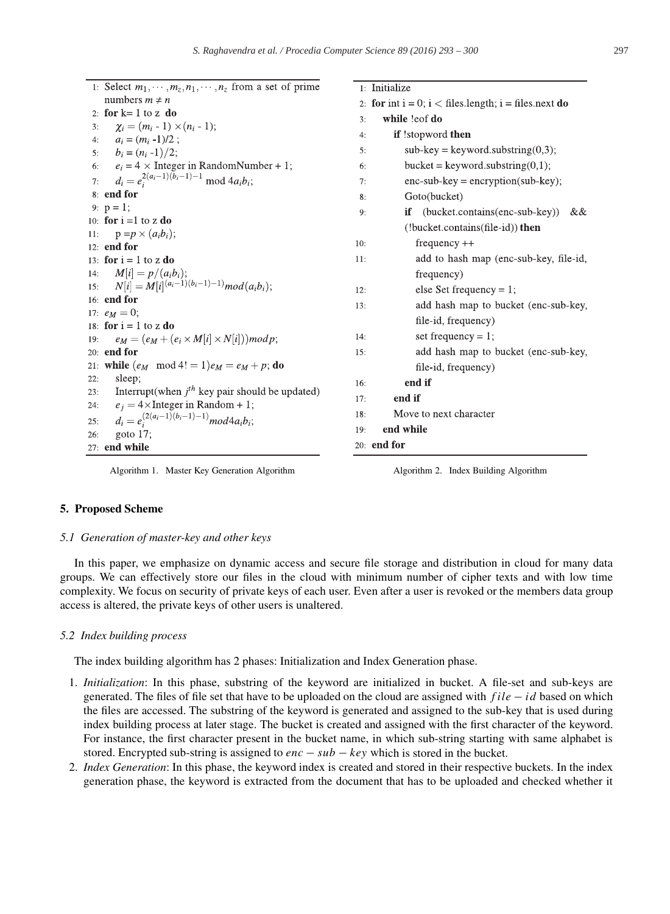```
1: Select m_1, ..., m_z, n_1, ..., n_z from a set of prime
   numbers m ≠ n
2: for k= 1 to z do
3:     χ_i = (m_i - 1) × (n_i - 1);
4:     a_i = (m_i -1)/2 ;
5:     b_i = (n_i -1)/2;
6:     e_i = 4 × Integer in RandomNumber + 1;
7:     d_i = e_i^{2(a_i-1)(b_i-1)-1} mod 4a_i b_i;
8: end for
9: p = 1;
10: for i =1 to z do
11:     p = p × (a_i b_i);
12: end for
13: for i = 1 to z do
14:     M[i] = p/(a_i b_i);
15:     N[i] = M[i]^{(a_i-1)(b_i-1)-1)} mod(a_i b_i);
16: end for
17: e_M = 0;
18: for i = 1 to z do
19:     e_M = (e_M + (e_i × M[i] × N[i])) mod p;
20: end for
21: while (e_M  mod 4! = 1) e_M = e_M + p; do
22:     sleep;
23:     Interrupt(when j^th key pair should be updated)
24:     e_j = 4×Integer in Random + 1;
25:     d_i = e_i^{(2(a_i-1)(b_i-1)-1)} mod 4a_i b_i;
26:     goto 17;
27: end while
```

Algorithm 1. Master Key Generation Algorithm

```
1: Initialize
2: for int i = 0; i < files.length; i = files.next do
3:     while !eof do
4:         if !stopword then
5:             sub-key = keyword.substring(0,3);
6:             bucket = keyword.substring(0,1);
7:             enc-sub-key = encryption(sub-key);
8:             Goto(bucket)
9:             if (bucket.contains(enc-sub-key)) &&
               (!bucket.contains(file-id)) then
10:                frequency ++
11:                add to hash map (enc-sub-key, file-id,
                   frequency)
12:                else Set frequency = 1;
13:                add hash map to bucket (enc-sub-key,
                   file-id, frequency)
14:                set frequency = 1;
15:                add hash map to bucket (enc-sub-key,
                   file-id, frequency)
16:            end if
17:        end if
18:        Move to next character
19:    end while
20: end for
```

Algorithm 2. Index Building Algorithm

## 5. Proposed Scheme

### 5.1 Generation of master-key and other keys

In this paper, we emphasize on dynamic access and secure file storage and distribution in cloud for many data groups. We can effectively store our files in the cloud with minimum number of cipher texts and with low time complexity. We focus on security of private keys of each user. Even after a user is revoked or the members data group access is altered, the private keys of other users is unaltered.

### 5.2 Index building process

The index building algorithm has 2 phases: Initialization and Index Generation phase.

1. *Initialization*: In this phase, substring of the keyword are initialized in bucket. A file-set and sub-keys are generated. The files of file set that have to be uploaded on the cloud are assigned with $file-id$ based on which the files are accessed. The substring of the keyword is generated and assigned to the sub-key that is used during index building process at later stage. The bucket is created and assigned with the first character of the keyword. For instance, the first character present in the bucket name, in which sub-string starting with same alphabet is stored. Encrypted sub-string is assigned to $enc-sub-key$ which is stored in the bucket.
2. *Index Generation*: In this phase, the keyword index is created and stored in their respective buckets. In the index generation phase, the keyword is extracted from the document that has to be uploaded and checked whether it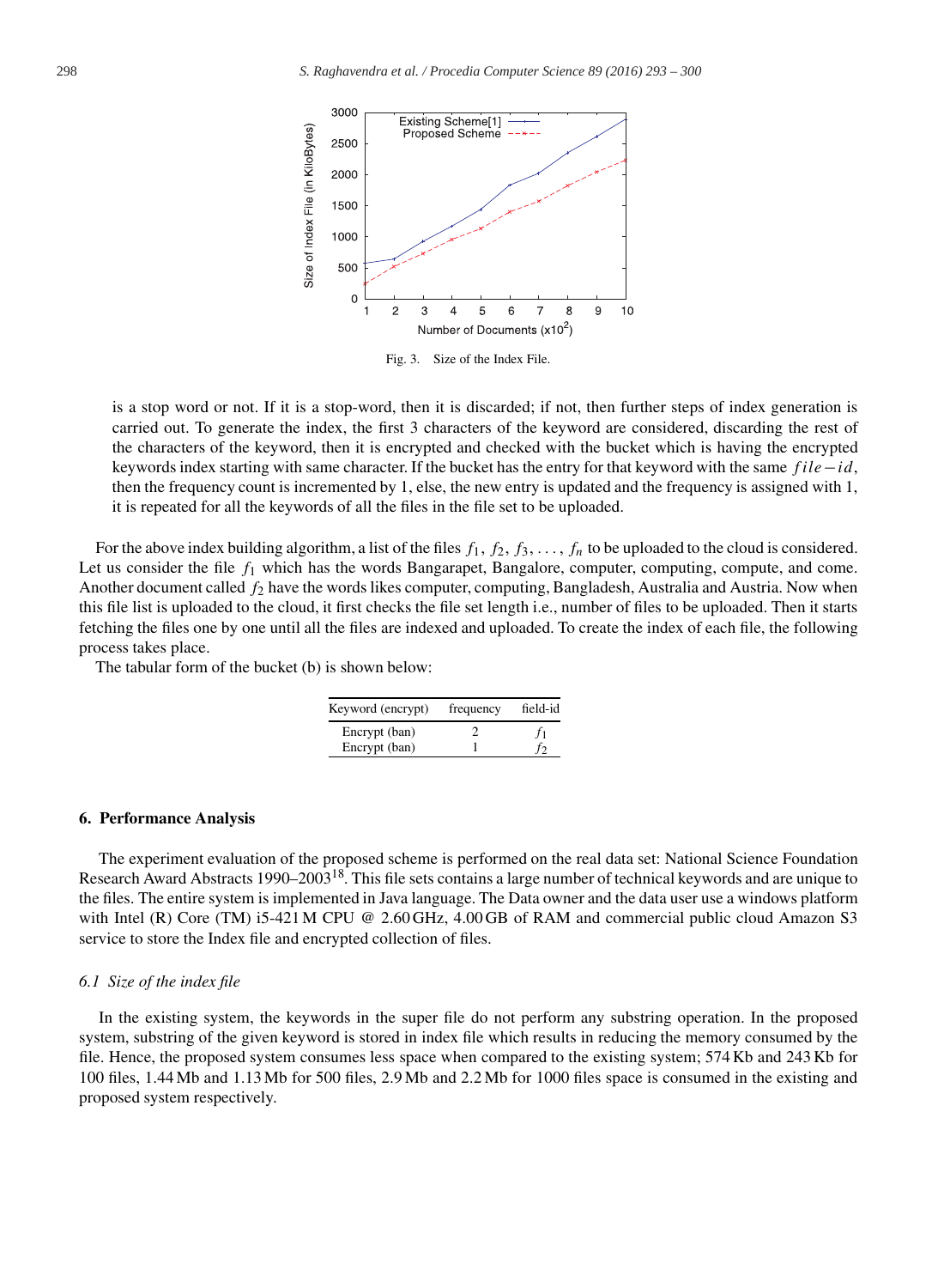Fig. 3. Size of the Index File.

is a stop word or not. If it is a stop-word, then it is discarded; if not, then further steps of index generation is carried out. To generate the index, the first 3 characters of the keyword are considered, discarding the rest of the characters of the keyword, then it is encrypted and checked with the bucket which is having the encrypted keywords index starting with same character. If the bucket has the entry for that keyword with the same $file-id$, then the frequency count is incremented by 1, else, the new entry is updated and the frequency is assigned with 1, it is repeated for all the keywords of all the files in the file set to be uploaded.

For the above index building algorithm, a list of the files $f_1$, $f_2$, $f_3$, ..., $f_n$ to be uploaded to the cloud is considered. Let us consider the file $f_1$ which has the words Bangarapet, Bangalore, computer, computing, compute, and come. Another document called $f_2$ have the words likes computer, computing, Bangladesh, Australia and Austria. Now when this file list is uploaded to the cloud, it first checks the file set length i.e., number of files to be uploaded. Then it starts fetching the files one by one until all the files are indexed and uploaded. To create the index of each file, the following process takes place.

The tabular form of the bucket (b) is shown below:

| Keyword (encrypt) | frequency | field-id |
|---|---|---|
| Encrypt (ban) | 2 | $f_1$ |
| Encrypt (ban) | 1 | $f_2$ |

## 6. Performance Analysis

The experiment evaluation of the proposed scheme is performed on the real data set: National Science Foundation Research Award Abstracts 1990–2003[18]. This file sets contains a large number of technical keywords and are unique to the files. The entire system is implemented in Java language. The Data owner and the data user use a windows platform with Intel (R) Core (TM) i5-421 M CPU @ 2.60 GHz, 4.00 GB of RAM and commercial public cloud Amazon S3 service to store the Index file and encrypted collection of files.

### 6.1 Size of the index file

In the existing system, the keywords in the super file do not perform any substring operation. In the proposed system, substring of the given keyword is stored in index file which results in reducing the memory consumed by the file. Hence, the proposed system consumes less space when compared to the existing system; 574 Kb and 243 Kb for 100 files, 1.44 Mb and 1.13 Mb for 500 files, 2.9 Mb and 2.2 Mb for 1000 files space is consumed in the existing and proposed system respectively.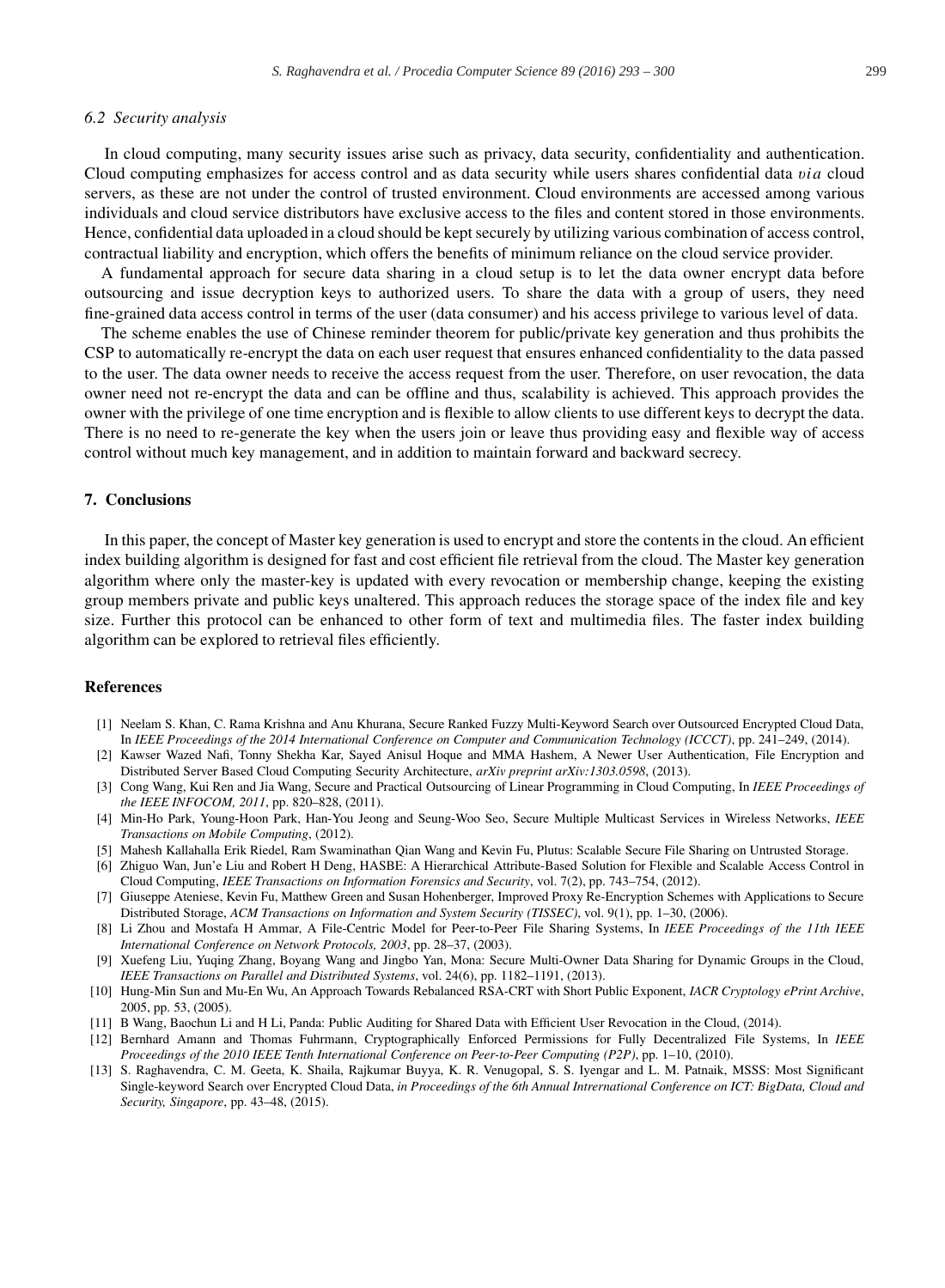### 6.2 Security analysis

In cloud computing, many security issues arise such as privacy, data security, confidentiality and authentication. Cloud computing emphasizes for access control and as data security while users shares confidential data *via* cloud servers, as these are not under the control of trusted environment. Cloud environments are accessed among various individuals and cloud service distributors have exclusive access to the files and content stored in those environments. Hence, confidential data uploaded in a cloud should be kept securely by utilizing various combination of access control, contractual liability and encryption, which offers the benefits of minimum reliance on the cloud service provider.

A fundamental approach for secure data sharing in a cloud setup is to let the data owner encrypt data before outsourcing and issue decryption keys to authorized users. To share the data with a group of users, they need fine-grained data access control in terms of the user (data consumer) and his access privilege to various level of data.

The scheme enables the use of Chinese reminder theorem for public/private key generation and thus prohibits the CSP to automatically re-encrypt the data on each user request that ensures enhanced confidentiality to the data passed to the user. The data owner needs to receive the access request from the user. Therefore, on user revocation, the data owner need not re-encrypt the data and can be offline and thus, scalability is achieved. This approach provides the owner with the privilege of one time encryption and is flexible to allow clients to use different keys to decrypt the data. There is no need to re-generate the key when the users join or leave thus providing easy and flexible way of access control without much key management, and in addition to maintain forward and backward secrecy.

## 7. Conclusions

In this paper, the concept of Master key generation is used to encrypt and store the contents in the cloud. An efficient index building algorithm is designed for fast and cost efficient file retrieval from the cloud. The Master key generation algorithm where only the master-key is updated with every revocation or membership change, keeping the existing group members private and public keys unaltered. This approach reduces the storage space of the index file and key size. Further this protocol can be enhanced to other form of text and multimedia files. The faster index building algorithm can be explored to retrieval files efficiently.

## References

[1] Neelam S. Khan, C. Rama Krishna and Anu Khurana, Secure Ranked Fuzzy Multi-Keyword Search over Outsourced Encrypted Cloud Data, In *IEEE Proceedings of the 2014 International Conference on Computer and Communication Technology (ICCCT)*, pp. 241–249, (2014).

[2] Kawser Wazed Nafi, Tonny Shekha Kar, Sayed Anisul Hoque and MMA Hashem, A Newer User Authentication, File Encryption and Distributed Server Based Cloud Computing Security Architecture, *arXiv preprint arXiv:1303.0598*, (2013).

[3] Cong Wang, Kui Ren and Jia Wang, Secure and Practical Outsourcing of Linear Programming in Cloud Computing, In *IEEE Proceedings of the IEEE INFOCOM, 2011*, pp. 820–828, (2011).

[4] Min-Ho Park, Young-Hoon Park, Han-You Jeong and Seung-Woo Seo, Secure Multiple Multicast Services in Wireless Networks, *IEEE Transactions on Mobile Computing*, (2012).

[5] Mahesh Kallahalla Erik Riedel, Ram Swaminathan Qian Wang and Kevin Fu, Plutus: Scalable Secure File Sharing on Untrusted Storage.

[6] Zhiguo Wan, Jun'e Liu and Robert H Deng, HASBE: A Hierarchical Attribute-Based Solution for Flexible and Scalable Access Control in Cloud Computing, *IEEE Transactions on Information Forensics and Security*, vol. 7(2), pp. 743–754, (2012).

[7] Giuseppe Ateniese, Kevin Fu, Matthew Green and Susan Hohenberger, Improved Proxy Re-Encryption Schemes with Applications to Secure Distributed Storage, *ACM Transactions on Information and System Security (TISSEC)*, vol. 9(1), pp. 1–30, (2006).

[8] Li Zhou and Mostafa H Ammar, A File-Centric Model for Peer-to-Peer File Sharing Systems, In *IEEE Proceedings of the 11th IEEE International Conference on Network Protocols, 2003*, pp. 28–37, (2003).

[9] Xuefeng Liu, Yuqing Zhang, Boyang Wang and Jingbo Yan, Mona: Secure Multi-Owner Data Sharing for Dynamic Groups in the Cloud, *IEEE Transactions on Parallel and Distributed Systems*, vol. 24(6), pp. 1182–1191, (2013).

[10] Hung-Min Sun and Mu-En Wu, An Approach Towards Rebalanced RSA-CRT with Short Public Exponent, *IACR Cryptology ePrint Archive*, 2005, pp. 53, (2005).

[11] B Wang, Baochun Li and H Li, Panda: Public Auditing for Shared Data with Efficient User Revocation in the Cloud, (2014).

[12] Bernhard Amann and Thomas Fuhrmann, Cryptographically Enforced Permissions for Fully Decentralized File Systems, In *IEEE Proceedings of the 2010 IEEE Tenth International Conference on Peer-to-Peer Computing (P2P)*, pp. 1–10, (2010).

[13] S. Raghavendra, C. M. Geeta, K. Shaila, Rajkumar Buyya, K. R. Venugopal, S. S. Iyengar and L. M. Patnaik, MSSS: Most Significant Single-keyword Search over Encrypted Cloud Data, *in Proceedings of the 6th Annual Intrernational Conference on ICT: BigData, Cloud and Security, Singapore*, pp. 43–48, (2015).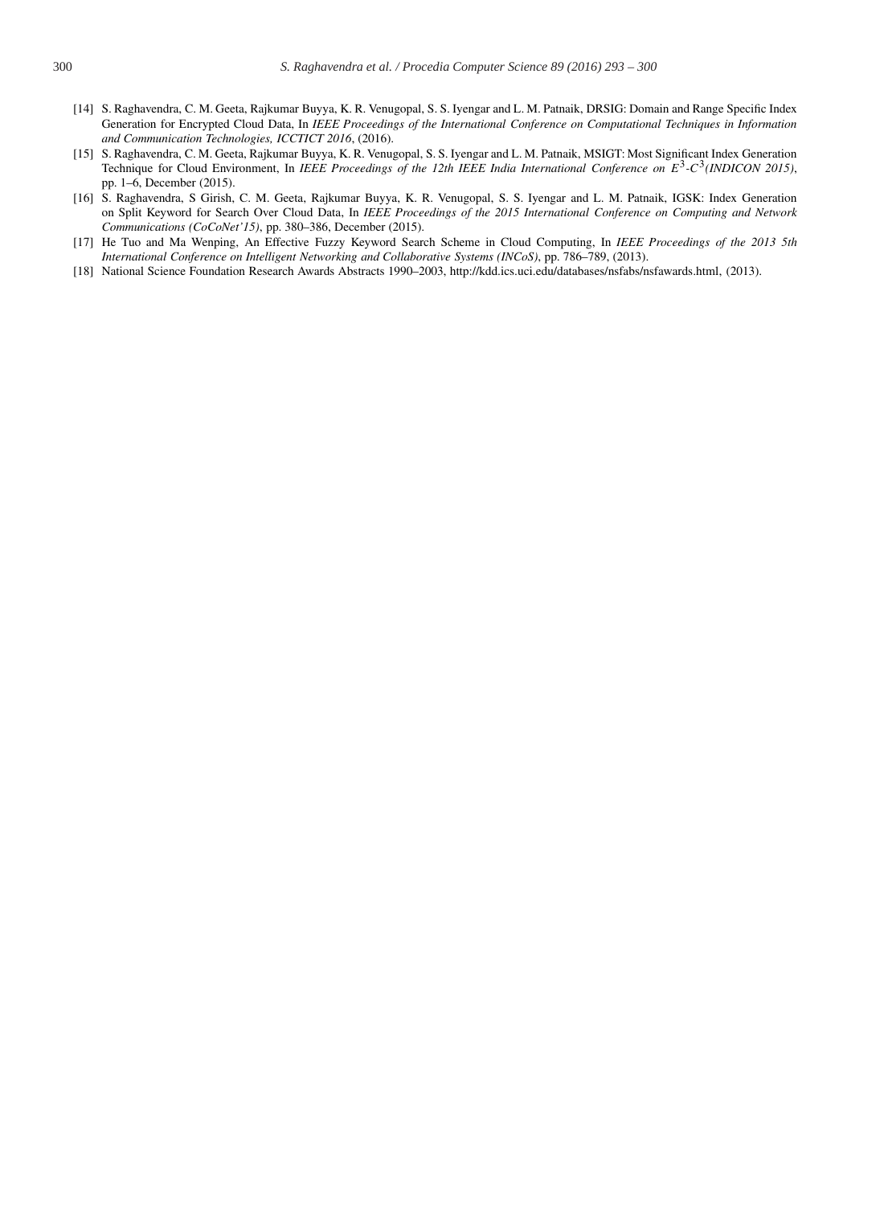[14] S. Raghavendra, C. M. Geeta, Rajkumar Buyya, K. R. Venugopal, S. S. Iyengar and L. M. Patnaik, DRSIG: Domain and Range Specific Index Generation for Encrypted Cloud Data, In *IEEE Proceedings of the International Conference on Computational Techniques in Information and Communication Technologies, ICCTICT 2016*, (2016).

[15] S. Raghavendra, C. M. Geeta, Rajkumar Buyya, K. R. Venugopal, S. S. Iyengar and L. M. Patnaik, MSIGT: Most Significant Index Generation Technique for Cloud Environment, In *IEEE Proceedings of the 12th IEEE India International Conference on $E^3$-$C^3$(INDICON 2015)*, pp. 1–6, December (2015).

[16] S. Raghavendra, S Girish, C. M. Geeta, Rajkumar Buyya, K. R. Venugopal, S. S. Iyengar and L. M. Patnaik, IGSK: Index Generation on Split Keyword for Search Over Cloud Data, In *IEEE Proceedings of the 2015 International Conference on Computing and Network Communications (CoCoNet'15)*, pp. 380–386, December (2015).

[17] He Tuo and Ma Wenping, An Effective Fuzzy Keyword Search Scheme in Cloud Computing, In *IEEE Proceedings of the 2013 5th International Conference on Intelligent Networking and Collaborative Systems (INCoS)*, pp. 786–789, (2013).

[18] National Science Foundation Research Awards Abstracts 1990–2003, http://kdd.ics.uci.edu/databases/nsfabs/nsfawards.html, (2013).